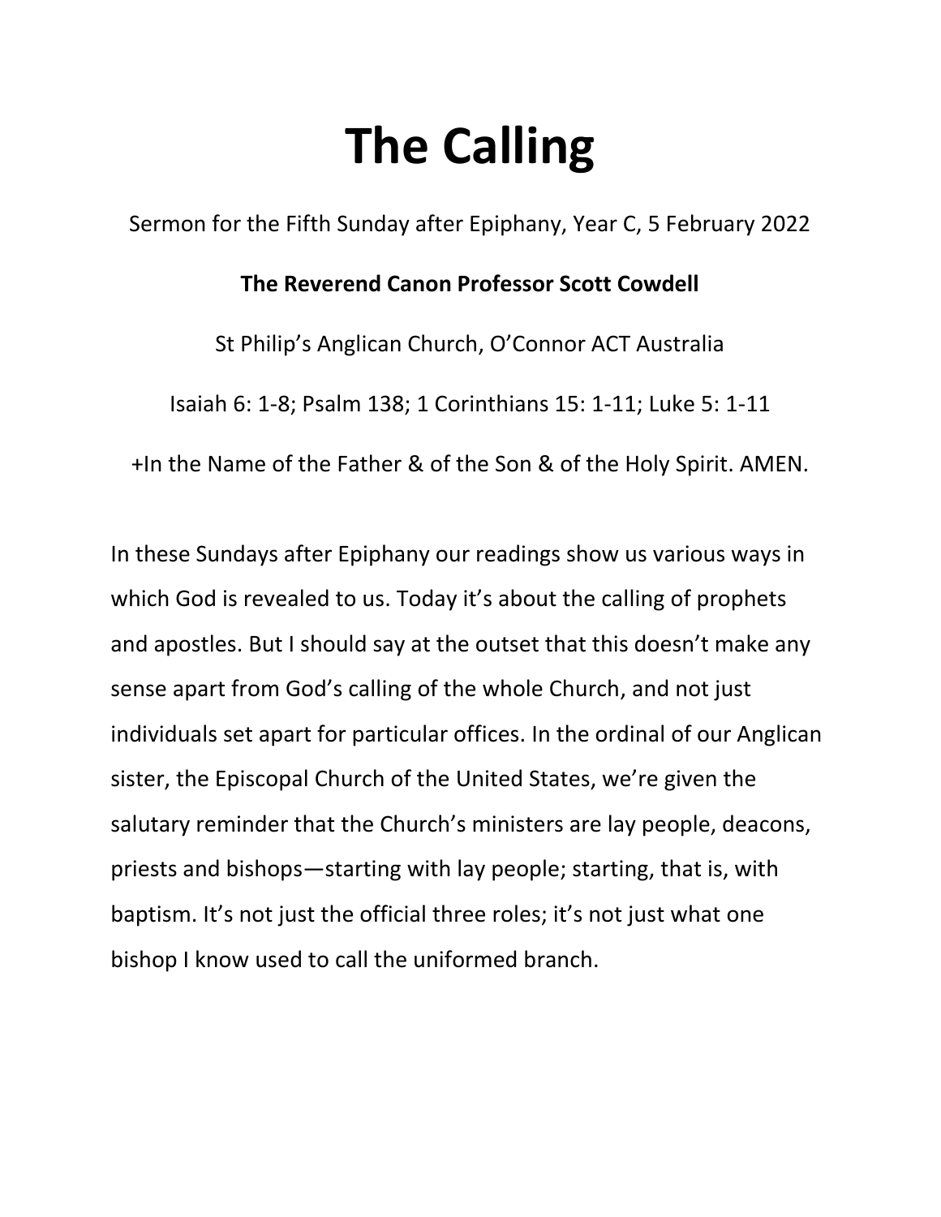# The Calling

Sermon for the Fifth Sunday after Epiphany, Year C, 5 February 2022

**The Reverend Canon Professor Scott Cowdell**

St Philip's Anglican Church, O'Connor ACT Australia

Isaiah 6: 1-8; Psalm 138; 1 Corinthians 15: 1-11; Luke 5: 1-11

+In the Name of the Father & of the Son & of the Holy Spirit. AMEN.

In these Sundays after Epiphany our readings show us various ways in which God is revealed to us. Today it's about the calling of prophets and apostles. But I should say at the outset that this doesn't make any sense apart from God's calling of the whole Church, and not just individuals set apart for particular offices. In the ordinal of our Anglican sister, the Episcopal Church of the United States, we're given the salutary reminder that the Church's ministers are lay people, deacons, priests and bishops—starting with lay people; starting, that is, with baptism. It's not just the official three roles; it's not just what one bishop I know used to call the uniformed branch.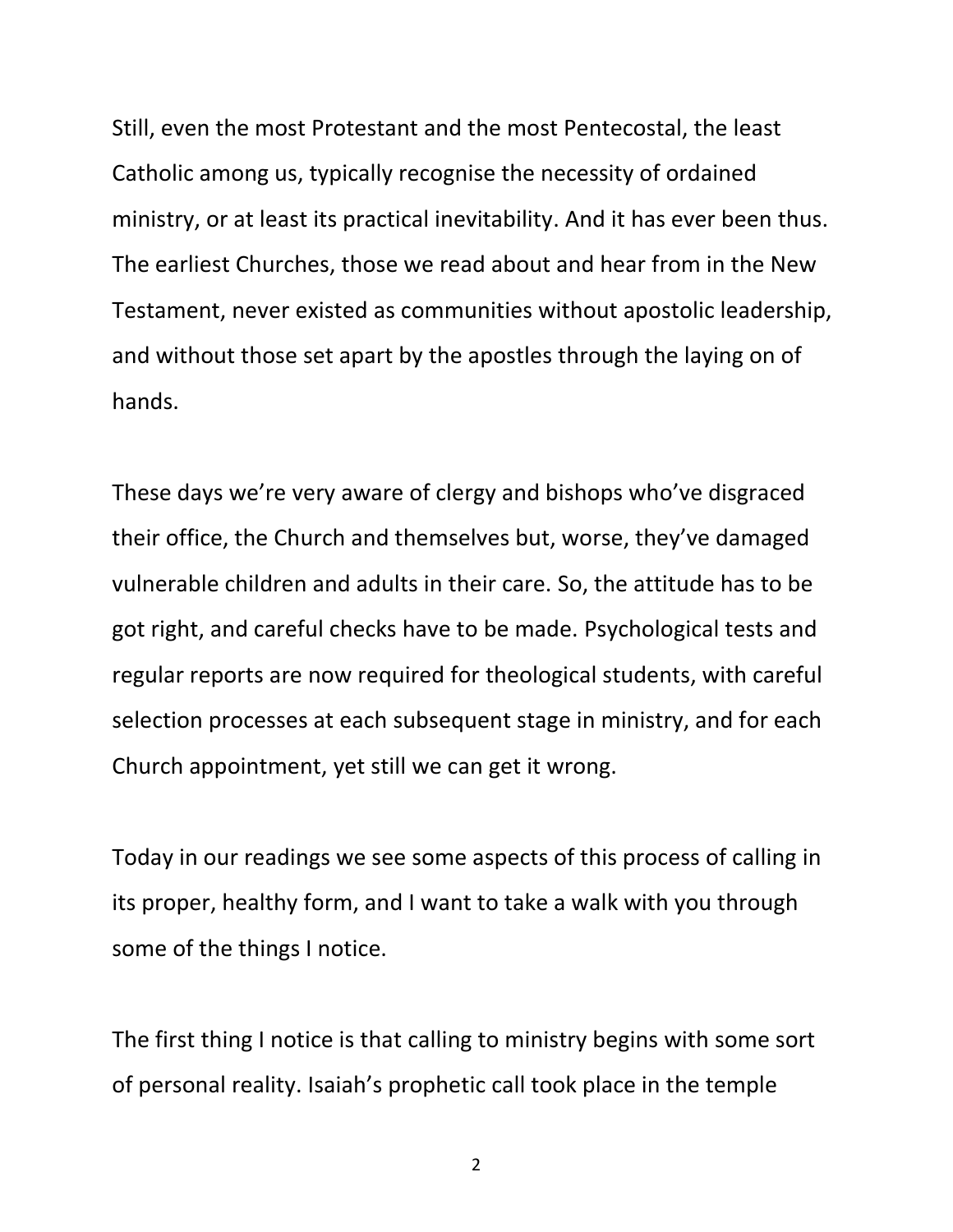Still, even the most Protestant and the most Pentecostal, the least Catholic among us, typically recognise the necessity of ordained ministry, or at least its practical inevitability. And it has ever been thus. The earliest Churches, those we read about and hear from in the New Testament, never existed as communities without apostolic leadership, and without those set apart by the apostles through the laying on of hands.

These days we're very aware of clergy and bishops who've disgraced their office, the Church and themselves but, worse, they've damaged vulnerable children and adults in their care. So, the attitude has to be got right, and careful checks have to be made. Psychological tests and regular reports are now required for theological students, with careful selection processes at each subsequent stage in ministry, and for each Church appointment, yet still we can get it wrong.

Today in our readings we see some aspects of this process of calling in its proper, healthy form, and I want to take a walk with you through some of the things I notice.

The first thing I notice is that calling to ministry begins with some sort of personal reality. Isaiah's prophetic call took place in the temple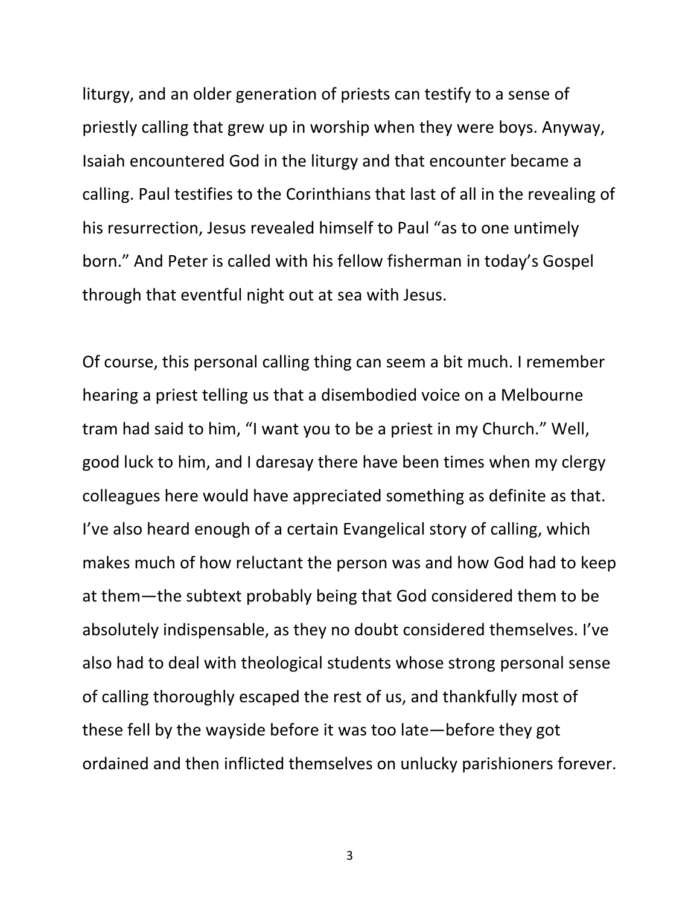liturgy, and an older generation of priests can testify to a sense of priestly calling that grew up in worship when they were boys. Anyway, Isaiah encountered God in the liturgy and that encounter became a calling. Paul testifies to the Corinthians that last of all in the revealing of his resurrection, Jesus revealed himself to Paul "as to one untimely born." And Peter is called with his fellow fisherman in today's Gospel through that eventful night out at sea with Jesus.

Of course, this personal calling thing can seem a bit much. I remember hearing a priest telling us that a disembodied voice on a Melbourne tram had said to him, "I want you to be a priest in my Church." Well, good luck to him, and I daresay there have been times when my clergy colleagues here would have appreciated something as definite as that. I've also heard enough of a certain Evangelical story of calling, which makes much of how reluctant the person was and how God had to keep at them—the subtext probably being that God considered them to be absolutely indispensable, as they no doubt considered themselves. I've also had to deal with theological students whose strong personal sense of calling thoroughly escaped the rest of us, and thankfully most of these fell by the wayside before it was too late—before they got ordained and then inflicted themselves on unlucky parishioners forever.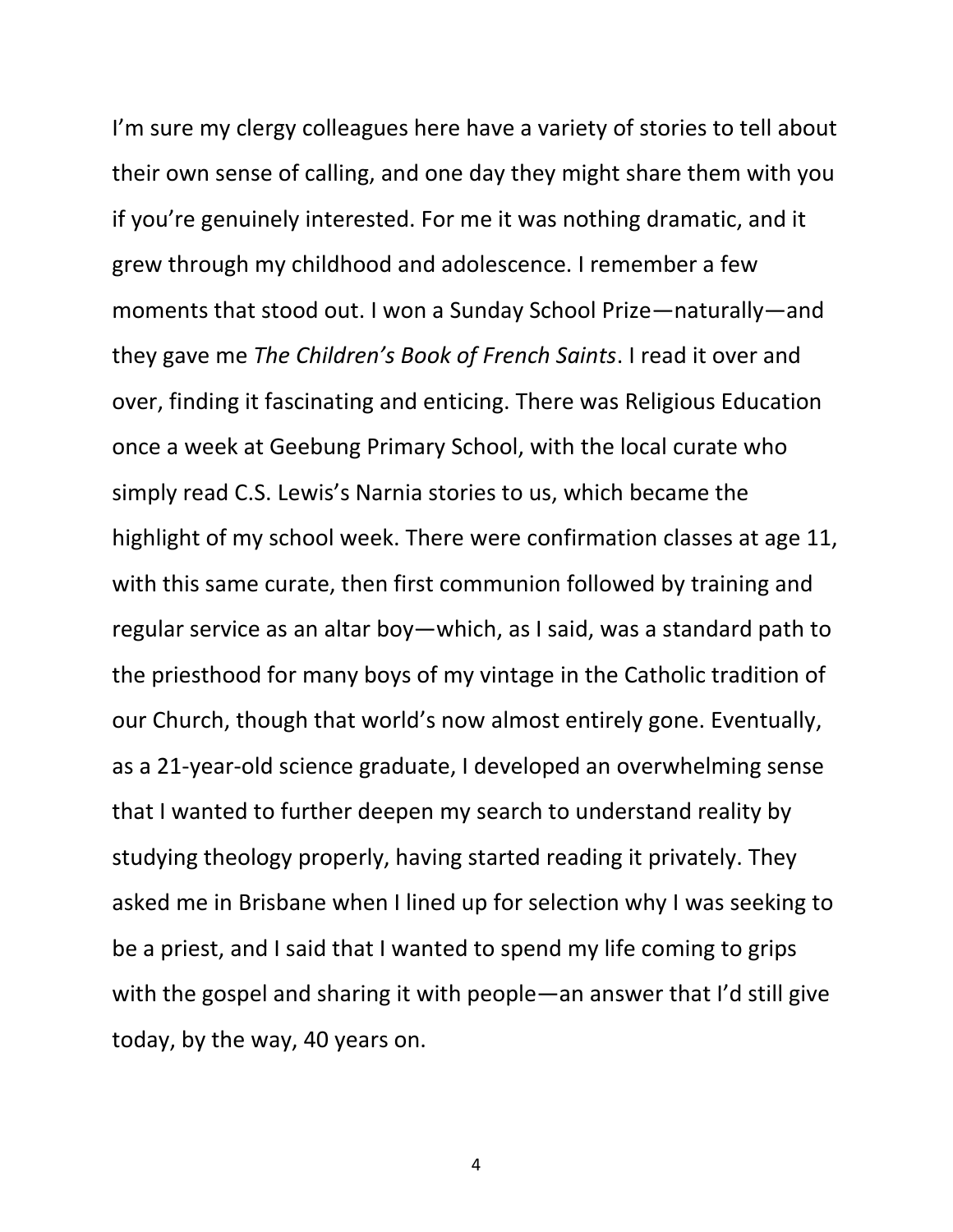I'm sure my clergy colleagues here have a variety of stories to tell about their own sense of calling, and one day they might share them with you if you're genuinely interested. For me it was nothing dramatic, and it grew through my childhood and adolescence. I remember a few moments that stood out. I won a Sunday School Prize—naturally—and they gave me *The Children's Book of French Saints*. I read it over and over, finding it fascinating and enticing. There was Religious Education once a week at Geebung Primary School, with the local curate who simply read C.S. Lewis's Narnia stories to us, which became the highlight of my school week. There were confirmation classes at age 11, with this same curate, then first communion followed by training and regular service as an altar boy—which, as I said, was a standard path to the priesthood for many boys of my vintage in the Catholic tradition of our Church, though that world's now almost entirely gone. Eventually, as a 21-year-old science graduate, I developed an overwhelming sense that I wanted to further deepen my search to understand reality by studying theology properly, having started reading it privately. They asked me in Brisbane when I lined up for selection why I was seeking to be a priest, and I said that I wanted to spend my life coming to grips with the gospel and sharing it with people—an answer that I'd still give today, by the way, 40 years on.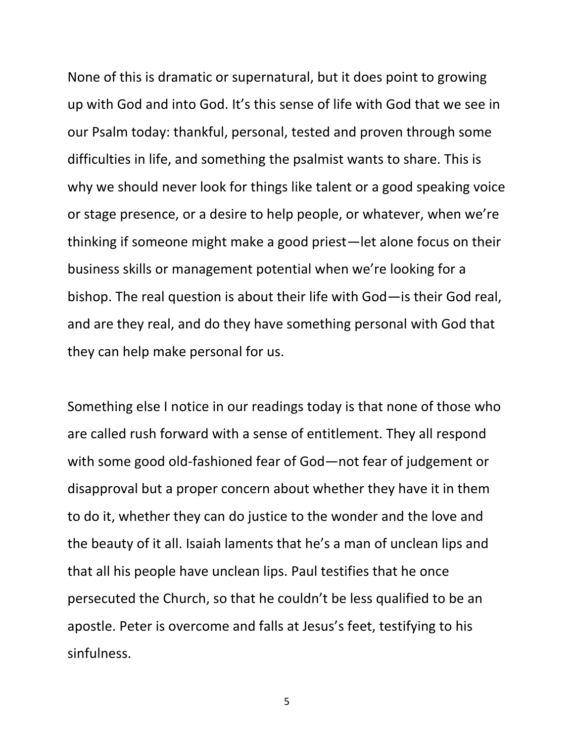None of this is dramatic or supernatural, but it does point to growing up with God and into God. It's this sense of life with God that we see in our Psalm today: thankful, personal, tested and proven through some difficulties in life, and something the psalmist wants to share. This is why we should never look for things like talent or a good speaking voice or stage presence, or a desire to help people, or whatever, when we're thinking if someone might make a good priest—let alone focus on their business skills or management potential when we're looking for a bishop. The real question is about their life with God—is their God real, and are they real, and do they have something personal with God that they can help make personal for us.

Something else I notice in our readings today is that none of those who are called rush forward with a sense of entitlement. They all respond with some good old-fashioned fear of God—not fear of judgement or disapproval but a proper concern about whether they have it in them to do it, whether they can do justice to the wonder and the love and the beauty of it all. Isaiah laments that he's a man of unclean lips and that all his people have unclean lips. Paul testifies that he once persecuted the Church, so that he couldn't be less qualified to be an apostle. Peter is overcome and falls at Jesus's feet, testifying to his sinfulness.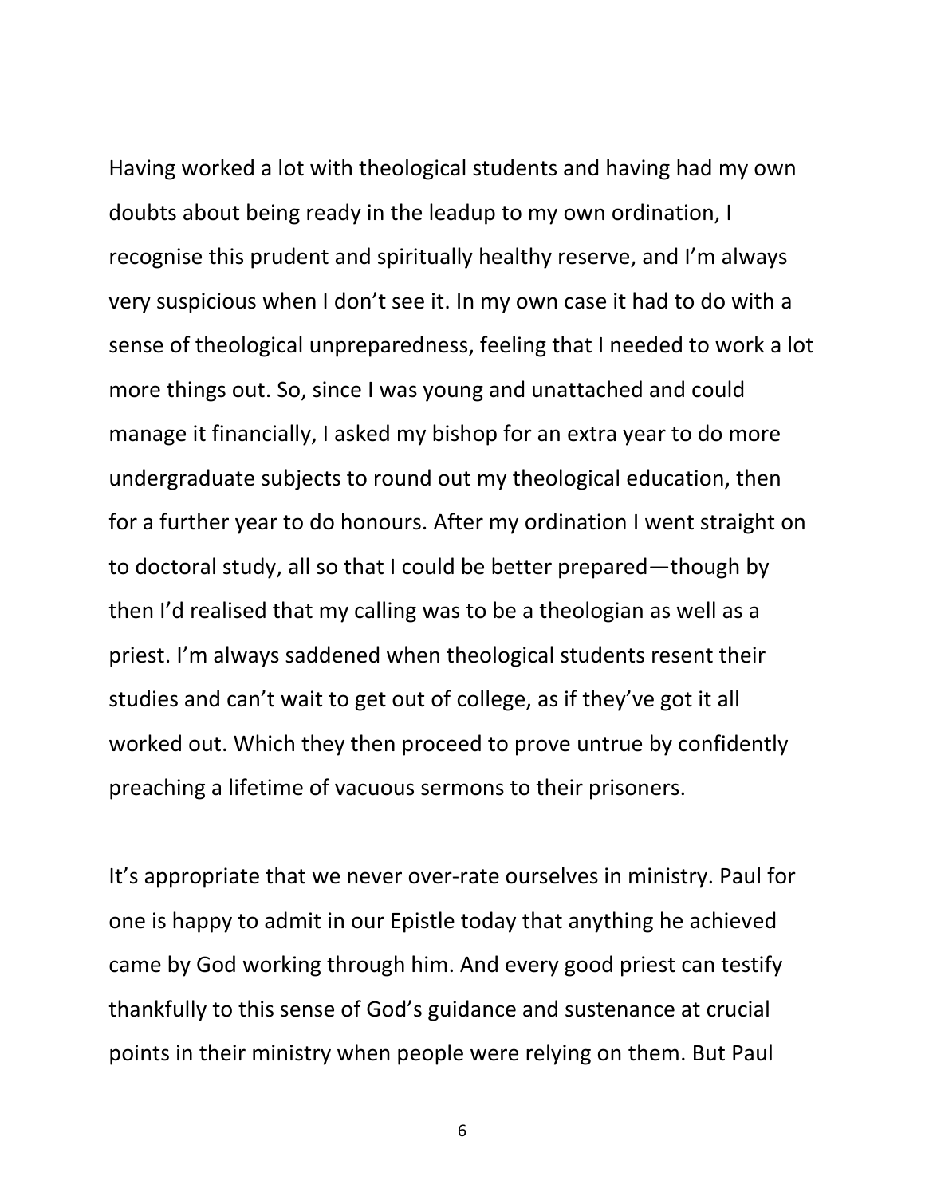Having worked a lot with theological students and having had my own doubts about being ready in the leadup to my own ordination, I recognise this prudent and spiritually healthy reserve, and I'm always very suspicious when I don't see it. In my own case it had to do with a sense of theological unpreparedness, feeling that I needed to work a lot more things out. So, since I was young and unattached and could manage it financially, I asked my bishop for an extra year to do more undergraduate subjects to round out my theological education, then for a further year to do honours. After my ordination I went straight on to doctoral study, all so that I could be better prepared—though by then I'd realised that my calling was to be a theologian as well as a priest. I'm always saddened when theological students resent their studies and can't wait to get out of college, as if they've got it all worked out. Which they then proceed to prove untrue by confidently preaching a lifetime of vacuous sermons to their prisoners.

It's appropriate that we never over-rate ourselves in ministry. Paul for one is happy to admit in our Epistle today that anything he achieved came by God working through him. And every good priest can testify thankfully to this sense of God's guidance and sustenance at crucial points in their ministry when people were relying on them. But Paul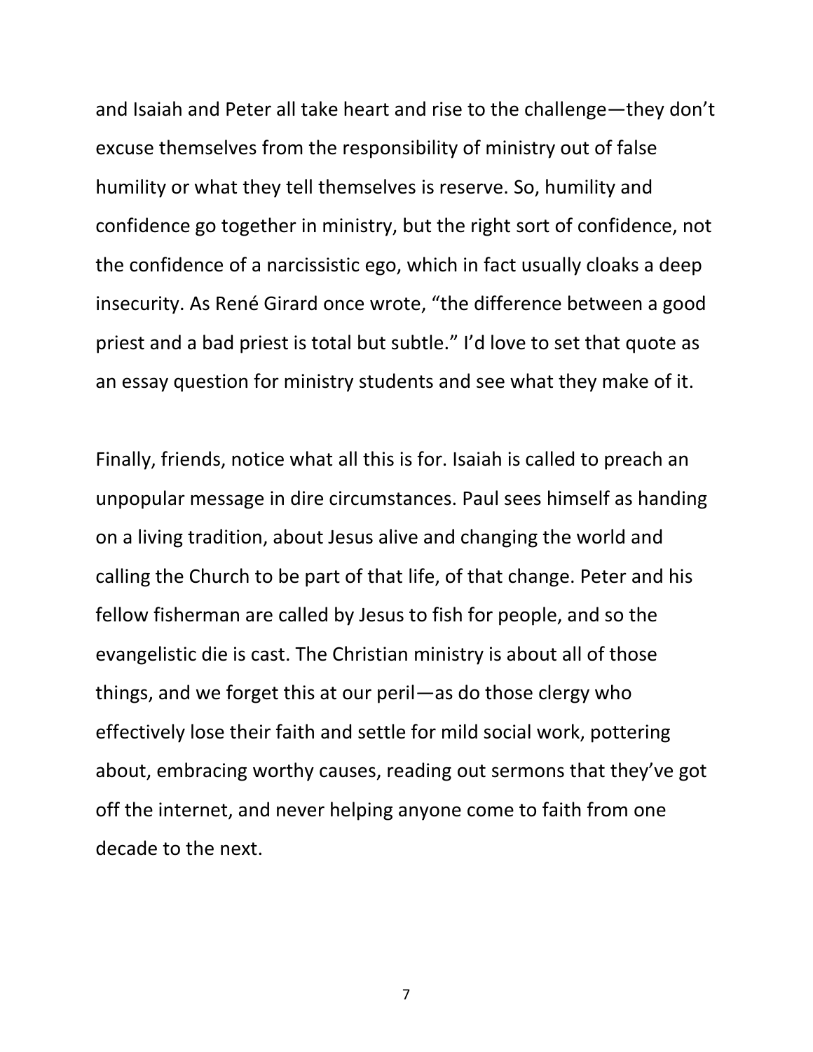and Isaiah and Peter all take heart and rise to the challenge—they don't excuse themselves from the responsibility of ministry out of false humility or what they tell themselves is reserve. So, humility and confidence go together in ministry, but the right sort of confidence, not the confidence of a narcissistic ego, which in fact usually cloaks a deep insecurity. As René Girard once wrote, "the difference between a good priest and a bad priest is total but subtle." I'd love to set that quote as an essay question for ministry students and see what they make of it.

Finally, friends, notice what all this is for. Isaiah is called to preach an unpopular message in dire circumstances. Paul sees himself as handing on a living tradition, about Jesus alive and changing the world and calling the Church to be part of that life, of that change. Peter and his fellow fisherman are called by Jesus to fish for people, and so the evangelistic die is cast. The Christian ministry is about all of those things, and we forget this at our peril—as do those clergy who effectively lose their faith and settle for mild social work, pottering about, embracing worthy causes, reading out sermons that they've got off the internet, and never helping anyone come to faith from one decade to the next.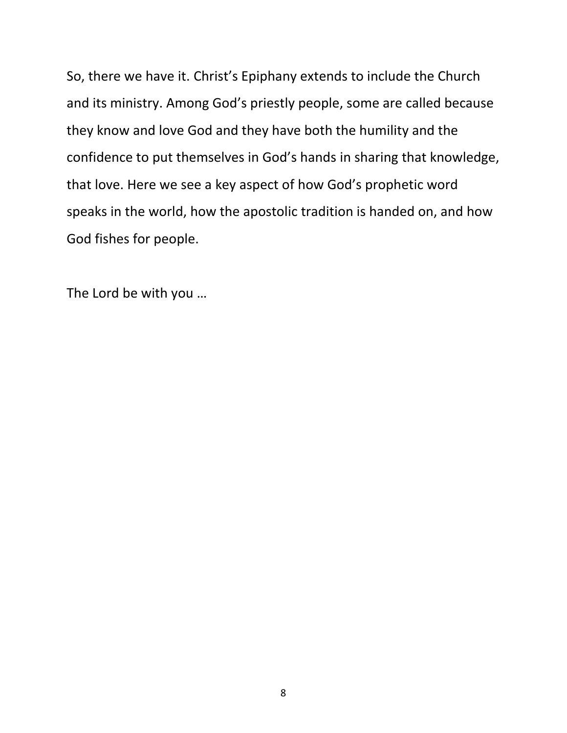So, there we have it. Christ's Epiphany extends to include the Church and its ministry. Among God's priestly people, some are called because they know and love God and they have both the humility and the confidence to put themselves in God's hands in sharing that knowledge, that love. Here we see a key aspect of how God's prophetic word speaks in the world, how the apostolic tradition is handed on, and how God fishes for people.

The Lord be with you …